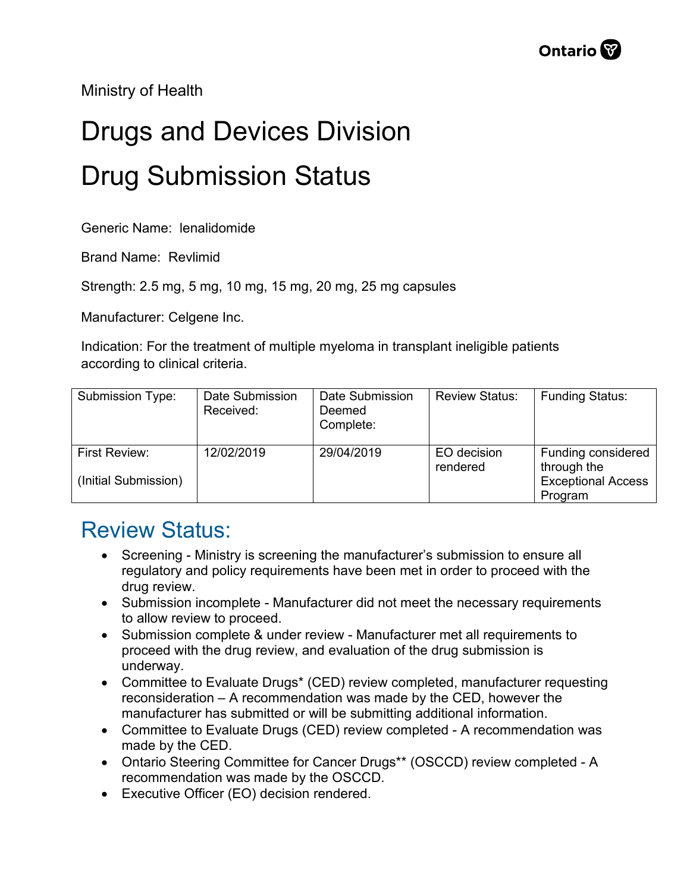Ministry of Health

# Drugs and Devices Division

# Drug Submission Status

Generic Name: lenalidomide

Brand Name: Revlimid

Strength: 2.5 mg, 5 mg, 10 mg, 15 mg, 20 mg, 25 mg capsules

Manufacturer: Celgene Inc.

Indication: For the treatment of multiple myeloma in transplant ineligible patients according to clinical criteria.

| Submission Type: | Date Submission Received: | Date Submission Deemed Complete: | Review Status: | Funding Status: |
|---|---|---|---|---|
| First Review: (Initial Submission) | 12/02/2019 | 29/04/2019 | EO decision rendered | Funding considered through the Exceptional Access Program |

## Review Status:

- Screening - Ministry is screening the manufacturer's submission to ensure all regulatory and policy requirements have been met in order to proceed with the drug review.
- Submission incomplete - Manufacturer did not meet the necessary requirements to allow review to proceed.
- Submission complete & under review - Manufacturer met all requirements to proceed with the drug review, and evaluation of the drug submission is underway.
- Committee to Evaluate Drugs* (CED) review completed, manufacturer requesting reconsideration – A recommendation was made by the CED, however the manufacturer has submitted or will be submitting additional information.
- Committee to Evaluate Drugs (CED) review completed - A recommendation was made by the CED.
- Ontario Steering Committee for Cancer Drugs** (OSCCD) review completed - A recommendation was made by the OSCCD.
- Executive Officer (EO) decision rendered.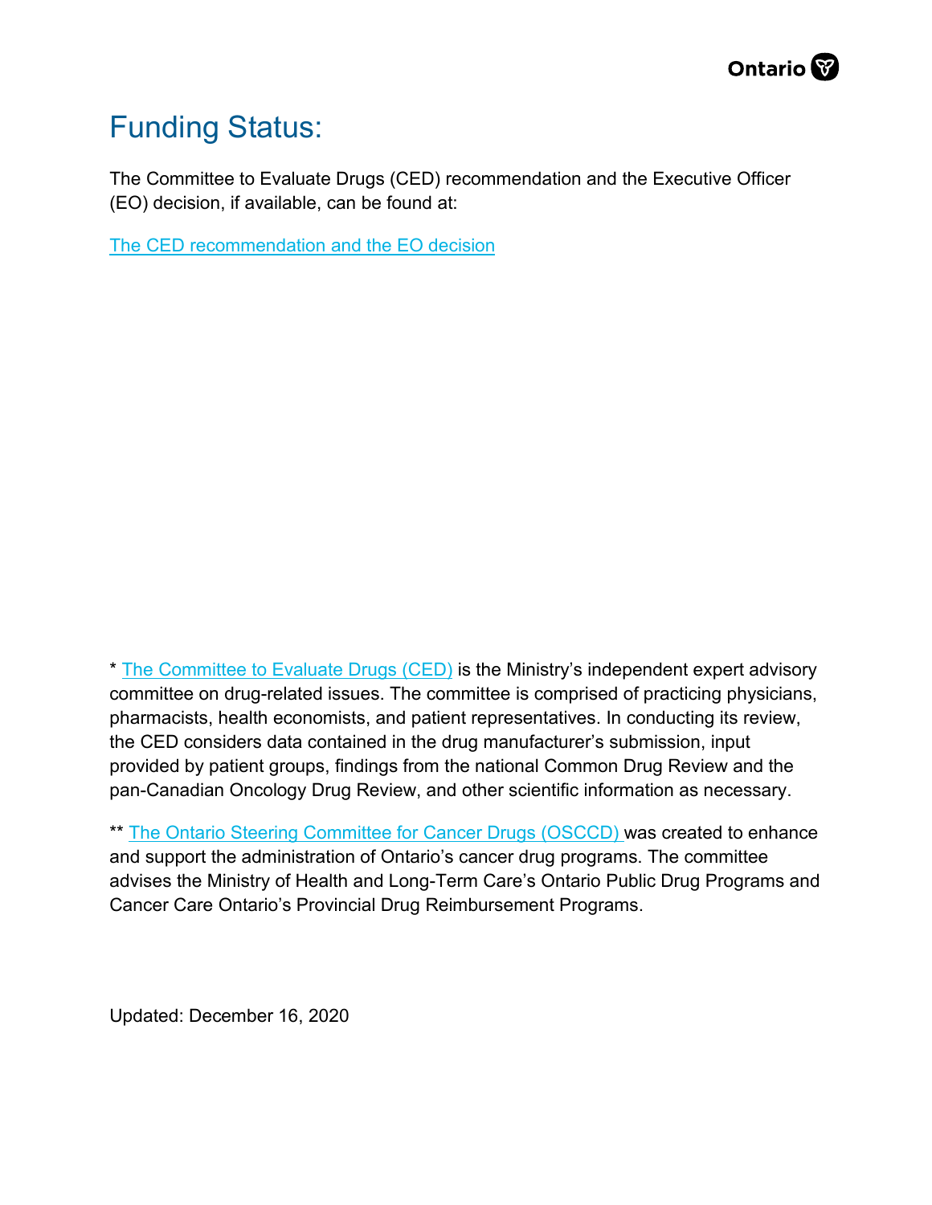# Funding Status:

The Committee to Evaluate Drugs (CED) recommendation and the Executive Officer (EO) decision, if available, can be found at:

The CED recommendation and the EO decision

* The Committee to Evaluate Drugs (CED) is the Ministry's independent expert advisory committee on drug-related issues. The committee is comprised of practicing physicians, pharmacists, health economists, and patient representatives. In conducting its review, the CED considers data contained in the drug manufacturer's submission, input provided by patient groups, findings from the national Common Drug Review and the pan-Canadian Oncology Drug Review, and other scientific information as necessary.

** The Ontario Steering Committee for Cancer Drugs (OSCCD) was created to enhance and support the administration of Ontario's cancer drug programs. The committee advises the Ministry of Health and Long-Term Care's Ontario Public Drug Programs and Cancer Care Ontario's Provincial Drug Reimbursement Programs.

Updated: December 16, 2020